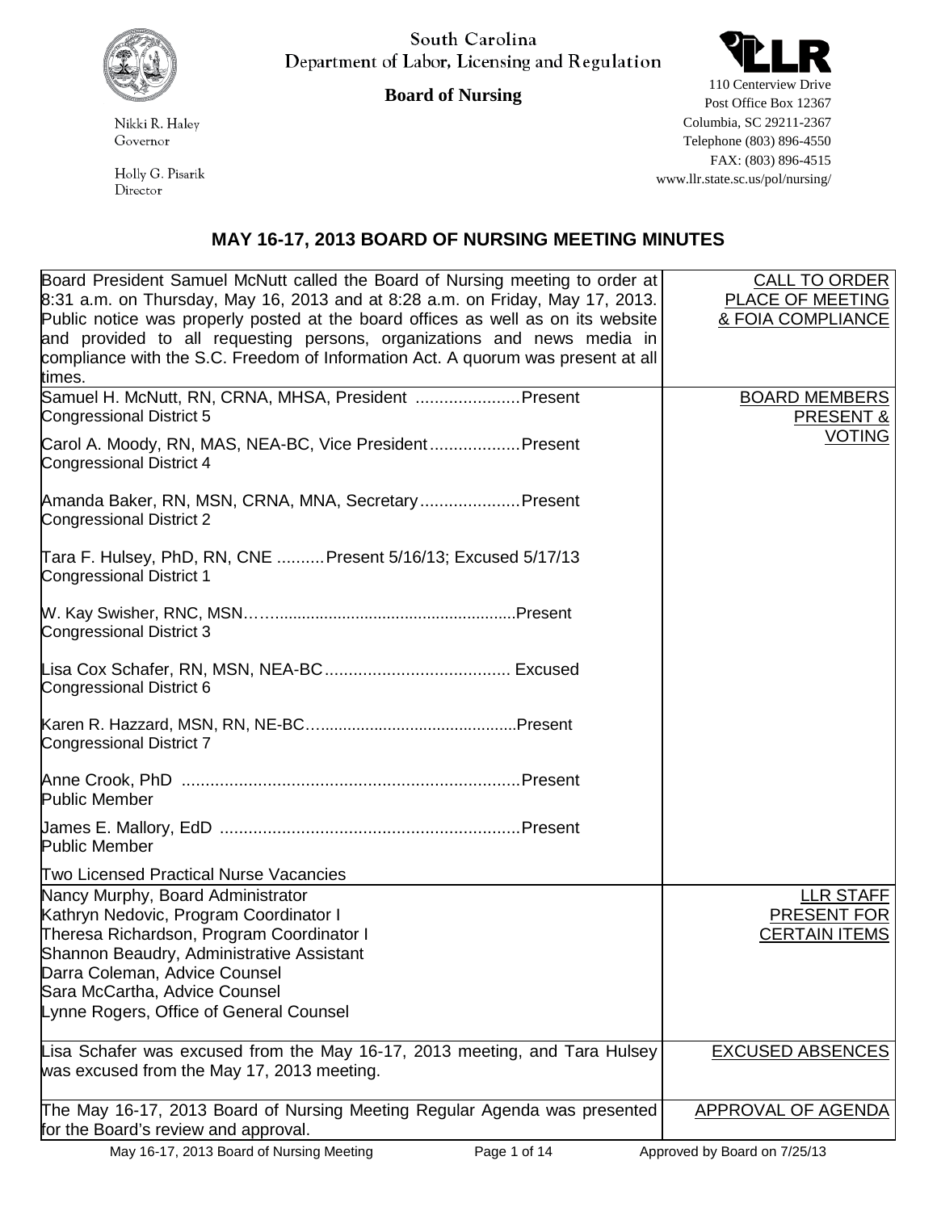South Carolina
Department of Labor, Licensing and Regulation

**Board of Nursing**

Nikki R. Haley
Governor

Holly G. Pisarik
Director

110 Centerview Drive
Post Office Box 12367
Columbia, SC 29211-2367
Telephone (803) 896-4550
FAX: (803) 896-4515
www.llr.state.sc.us/pol/nursing/

## MAY 16-17, 2013 BOARD OF NURSING MEETING MINUTES

| | |
|---|---|
| Board President Samuel McNutt called the Board of Nursing meeting to order at 8:31 a.m. on Thursday, May 16, 2013 and at 8:28 a.m. on Friday, May 17, 2013. Public notice was properly posted at the board offices as well as on its website and provided to all requesting persons, organizations and news media in compliance with the S.C. Freedom of Information Act. A quorum was present at all times. | CALL TO ORDER PLACE OF MEETING & FOIA COMPLIANCE |
| Samuel H. McNutt, RN, CRNA, MHSA, President ......................Present<br>Congressional District 5<br><br>Carol A. Moody, RN, MAS, NEA-BC, Vice President...................Present<br>Congressional District 4<br><br>Amanda Baker, RN, MSN, CRNA, MNA, Secretary.....................Present<br>Congressional District 2<br><br>Tara F. Hulsey, PhD, RN, CNE ..........Present 5/16/13; Excused 5/17/13<br>Congressional District 1<br><br>W. Kay Swisher, RNC, MSN…….....................................................Present<br>Congressional District 3<br><br>Lisa Cox Schafer, RN, MSN, NEA-BC....................................... Excused<br>Congressional District 6<br><br>Karen R. Hazzard, MSN, RN, NE-BC…..........................................Present<br>Congressional District 7<br><br>Anne Crook, PhD .......................................................................Present<br>Public Member<br><br>James E. Mallory, EdD ................................................................Present<br>Public Member<br><br>Two Licensed Practical Nurse Vacancies | BOARD MEMBERS PRESENT & VOTING |
| Nancy Murphy, Board Administrator<br>Kathryn Nedovic, Program Coordinator I<br>Theresa Richardson, Program Coordinator I<br>Shannon Beaudry, Administrative Assistant<br>Darra Coleman, Advice Counsel<br>Sara McCartha, Advice Counsel<br>Lynne Rogers, Office of General Counsel | LLR STAFF PRESENT FOR CERTAIN ITEMS |
| Lisa Schafer was excused from the May 16-17, 2013 meeting, and Tara Hulsey was excused from the May 17, 2013 meeting. | EXCUSED ABSENCES |
| The May 16-17, 2013 Board of Nursing Meeting Regular Agenda was presented for the Board's review and approval. | APPROVAL OF AGENDA |

Approved by Board on 7/25/13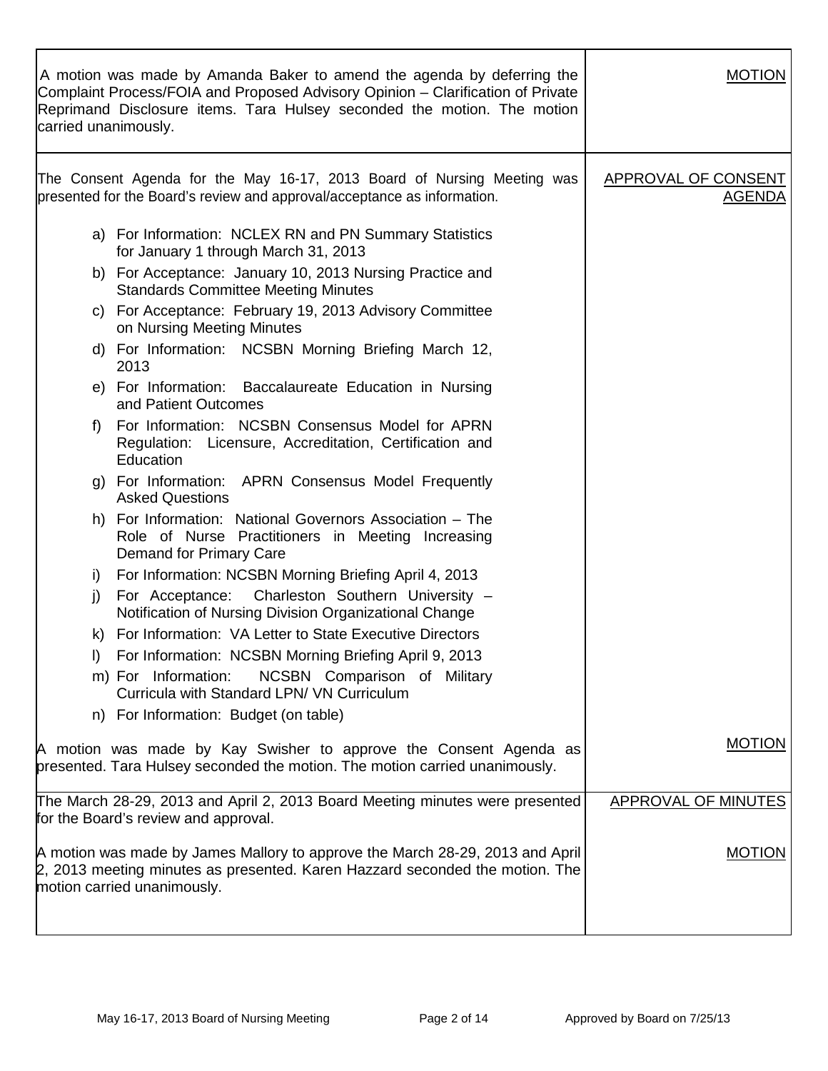| | |
|---|---|
| A motion was made by Amanda Baker to amend the agenda by deferring the Complaint Process/FOIA and Proposed Advisory Opinion – Clarification of Private Reprimand Disclosure items. Tara Hulsey seconded the motion. The motion carried unanimously. | MOTION |
| The Consent Agenda for the May 16-17, 2013 Board of Nursing Meeting was presented for the Board's review and approval/acceptance as information.<br><br>a) For Information: NCLEX RN and PN Summary Statistics for January 1 through March 31, 2013<br>b) For Acceptance: January 10, 2013 Nursing Practice and Standards Committee Meeting Minutes<br>c) For Acceptance: February 19, 2013 Advisory Committee on Nursing Meeting Minutes<br>d) For Information: NCSBN Morning Briefing March 12, 2013<br>e) For Information: Baccalaureate Education in Nursing and Patient Outcomes<br>f) For Information: NCSBN Consensus Model for APRN Regulation: Licensure, Accreditation, Certification and Education<br>g) For Information: APRN Consensus Model Frequently Asked Questions<br>h) For Information: National Governors Association – The Role of Nurse Practitioners in Meeting Increasing Demand for Primary Care<br>i) For Information: NCSBN Morning Briefing April 4, 2013<br>j) For Acceptance: Charleston Southern University – Notification of Nursing Division Organizational Change<br>k) For Information: VA Letter to State Executive Directors<br>l) For Information: NCSBN Morning Briefing April 9, 2013<br>m) For Information: NCSBN Comparison of Military Curricula with Standard LPN/ VN Curriculum<br>n) For Information: Budget (on table) | APPROVAL OF CONSENT AGENDA |
| A motion was made by Kay Swisher to approve the Consent Agenda as presented. Tara Hulsey seconded the motion. The motion carried unanimously. | MOTION |
| The March 28-29, 2013 and April 2, 2013 Board Meeting minutes were presented for the Board's review and approval. | APPROVAL OF MINUTES |
| A motion was made by James Mallory to approve the March 28-29, 2013 and April 2, 2013 meeting minutes as presented. Karen Hazzard seconded the motion. The motion carried unanimously. | MOTION |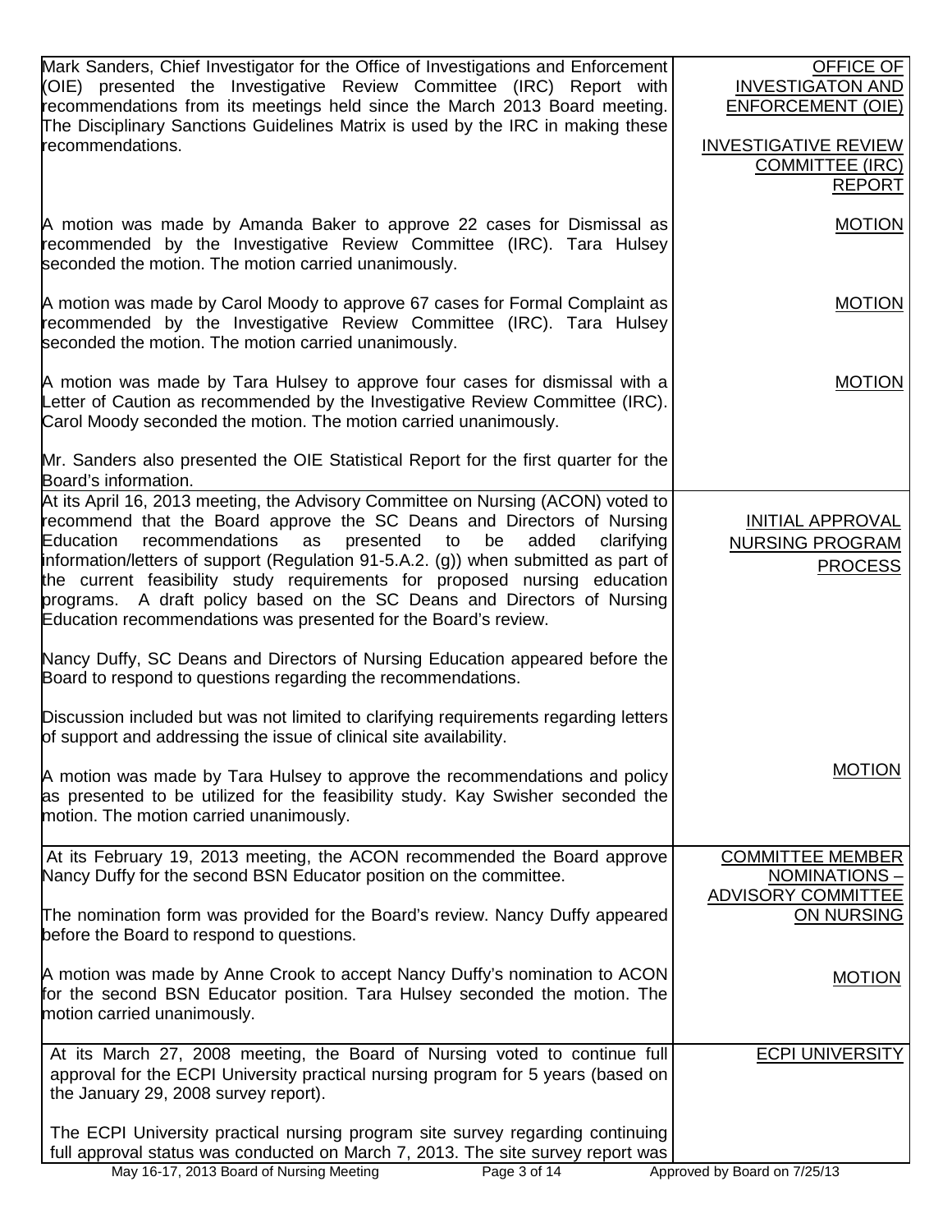| | |
|---|---|
| Mark Sanders, Chief Investigator for the Office of Investigations and Enforcement (OIE) presented the Investigative Review Committee (IRC) Report with recommendations from its meetings held since the March 2013 Board meeting. The Disciplinary Sanctions Guidelines Matrix is used by the IRC in making these recommendations. | OFFICE OF INVESTIGATON AND ENFORCEMENT (OIE)<br><br>INVESTIGATIVE REVIEW COMMITTEE (IRC) REPORT |
| A motion was made by Amanda Baker to approve 22 cases for Dismissal as recommended by the Investigative Review Committee (IRC). Tara Hulsey seconded the motion. The motion carried unanimously. | MOTION |
| A motion was made by Carol Moody to approve 67 cases for Formal Complaint as recommended by the Investigative Review Committee (IRC). Tara Hulsey seconded the motion. The motion carried unanimously. | MOTION |
| A motion was made by Tara Hulsey to approve four cases for dismissal with a Letter of Caution as recommended by the Investigative Review Committee (IRC). Carol Moody seconded the motion. The motion carried unanimously. | MOTION |
| Mr. Sanders also presented the OIE Statistical Report for the first quarter for the Board's information. | |
| At its April 16, 2013 meeting, the Advisory Committee on Nursing (ACON) voted to recommend that the Board approve the SC Deans and Directors of Nursing Education recommendations as presented to be added clarifying information/letters of support (Regulation 91-5.A.2. (g)) when submitted as part of the current feasibility study requirements for proposed nursing education programs. A draft policy based on the SC Deans and Directors of Nursing Education recommendations was presented for the Board's review. | INITIAL APPROVAL NURSING PROGRAM PROCESS |
| Nancy Duffy, SC Deans and Directors of Nursing Education appeared before the Board to respond to questions regarding the recommendations. | |
| Discussion included but was not limited to clarifying requirements regarding letters of support and addressing the issue of clinical site availability. | |
| A motion was made by Tara Hulsey to approve the recommendations and policy as presented to be utilized for the feasibility study. Kay Swisher seconded the motion. The motion carried unanimously. | MOTION |
| At its February 19, 2013 meeting, the ACON recommended the Board approve Nancy Duffy for the second BSN Educator position on the committee.<br><br>The nomination form was provided for the Board's review. Nancy Duffy appeared before the Board to respond to questions. | COMMITTEE MEMBER NOMINATIONS – ADVISORY COMMITTEE ON NURSING |
| A motion was made by Anne Crook to accept Nancy Duffy's nomination to ACON for the second BSN Educator position. Tara Hulsey seconded the motion. The motion carried unanimously. | MOTION |
| At its March 27, 2008 meeting, the Board of Nursing voted to continue full approval for the ECPI University practical nursing program for 5 years (based on the January 29, 2008 survey report).<br><br>The ECPI University practical nursing program site survey regarding continuing full approval status was conducted on March 7, 2013. The site survey report was | ECPI UNIVERSITY |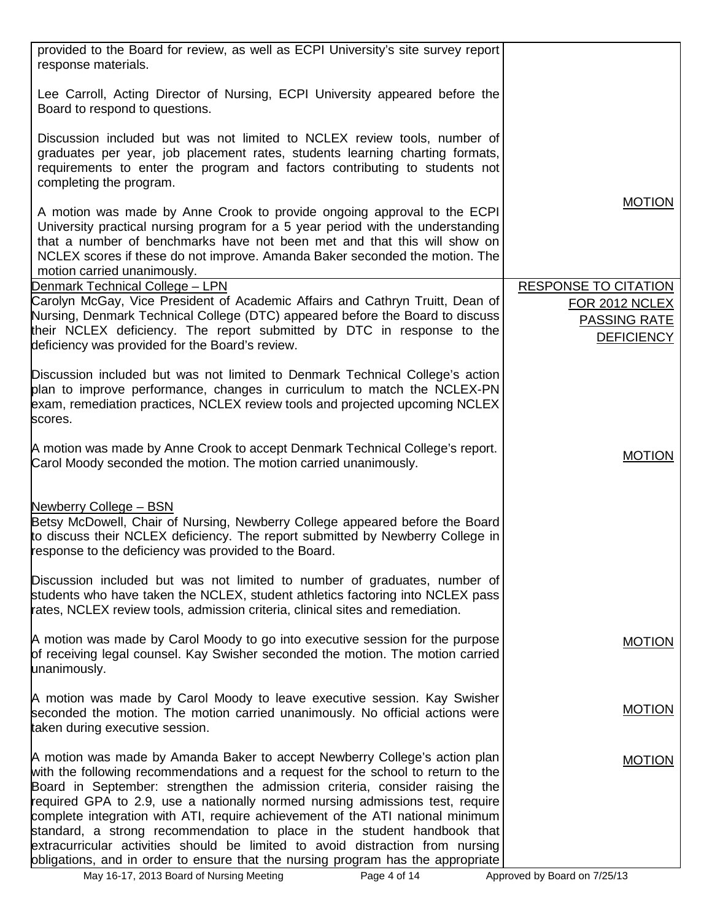| | |
|---|---|
| provided to the Board for review, as well as ECPI University's site survey report response materials.<br><br>Lee Carroll, Acting Director of Nursing, ECPI University appeared before the Board to respond to questions.<br><br>Discussion included but was not limited to NCLEX review tools, number of graduates per year, job placement rates, students learning charting formats, requirements to enter the program and factors contributing to students not completing the program.<br><br>A motion was made by Anne Crook to provide ongoing approval to the ECPI University practical nursing program for a 5 year period with the understanding that a number of benchmarks have not been met and that this will show on NCLEX scores if these do not improve. Amanda Baker seconded the motion. The motion carried unanimously. | <u>MOTION</u> |
| <u>Denmark Technical College – LPN</u><br>Carolyn McGay, Vice President of Academic Affairs and Cathryn Truitt, Dean of Nursing, Denmark Technical College (DTC) appeared before the Board to discuss their NCLEX deficiency. The report submitted by DTC in response to the deficiency was provided for the Board's review.<br><br>Discussion included but was not limited to Denmark Technical College's action plan to improve performance, changes in curriculum to match the NCLEX-PN exam, remediation practices, NCLEX review tools and projected upcoming NCLEX scores.<br><br>A motion was made by Anne Crook to accept Denmark Technical College's report. Carol Moody seconded the motion. The motion carried unanimously.<br><br><u>Newberry College – BSN</u><br>Betsy McDowell, Chair of Nursing, Newberry College appeared before the Board to discuss their NCLEX deficiency. The report submitted by Newberry College in response to the deficiency was provided to the Board.<br><br>Discussion included but was not limited to number of graduates, number of students who have taken the NCLEX, student athletics factoring into NCLEX pass rates, NCLEX review tools, admission criteria, clinical sites and remediation.<br><br>A motion was made by Carol Moody to go into executive session for the purpose of receiving legal counsel. Kay Swisher seconded the motion. The motion carried unanimously.<br><br>A motion was made by Carol Moody to leave executive session. Kay Swisher seconded the motion. The motion carried unanimously. No official actions were taken during executive session.<br><br>A motion was made by Amanda Baker to accept Newberry College's action plan with the following recommendations and a request for the school to return to the Board in September: strengthen the admission criteria, consider raising the required GPA to 2.9, use a nationally normed nursing admissions test, require complete integration with ATI, require achievement of the ATI national minimum standard, a strong recommendation to place in the student handbook that extracurricular activities should be limited to avoid distraction from nursing obligations, and in order to ensure that the nursing program has the appropriate | <u>RESPONSE TO CITATION FOR 2012 NCLEX PASSING RATE DEFICIENCY</u><br><br><u>MOTION</u><br><br><u>MOTION</u><br><br><u>MOTION</u><br><br><u>MOTION</u> |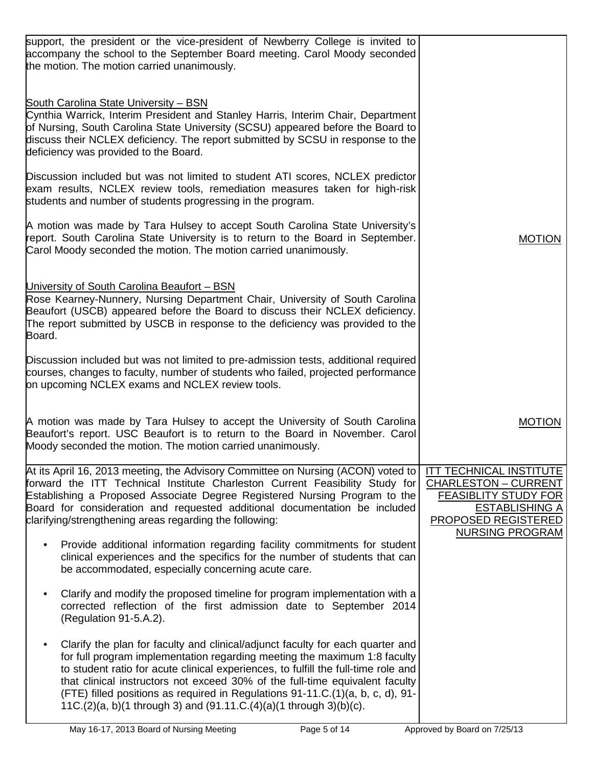| | |
|---|---|
| support, the president or the vice-president of Newberry College is invited to accompany the school to the September Board meeting. Carol Moody seconded the motion. The motion carried unanimously. | |
| <u>South Carolina State University – BSN</u><br>Cynthia Warrick, Interim President and Stanley Harris, Interim Chair, Department of Nursing, South Carolina State University (SCSU) appeared before the Board to discuss their NCLEX deficiency. The report submitted by SCSU in response to the deficiency was provided to the Board.<br><br>Discussion included but was not limited to student ATI scores, NCLEX predictor exam results, NCLEX review tools, remediation measures taken for high-risk students and number of students progressing in the program.<br><br>A motion was made by Tara Hulsey to accept South Carolina State University's report. South Carolina State University is to return to the Board in September. Carol Moody seconded the motion. The motion carried unanimously. | <u>MOTION</u> |
| <u>University of South Carolina Beaufort – BSN</u><br>Rose Kearney-Nunnery, Nursing Department Chair, University of South Carolina Beaufort (USCB) appeared before the Board to discuss their NCLEX deficiency. The report submitted by USCB in response to the deficiency was provided to the Board.<br><br>Discussion included but was not limited to pre-admission tests, additional required courses, changes to faculty, number of students who failed, projected performance on upcoming NCLEX exams and NCLEX review tools.<br><br>A motion was made by Tara Hulsey to accept the University of South Carolina Beaufort's report. USC Beaufort is to return to the Board in November. Carol Moody seconded the motion. The motion carried unanimously. | <u>MOTION</u> |
| At its April 16, 2013 meeting, the Advisory Committee on Nursing (ACON) voted to forward the ITT Technical Institute Charleston Current Feasibility Study for Establishing a Proposed Associate Degree Registered Nursing Program to the Board for consideration and requested additional documentation be included clarifying/strengthening areas regarding the following:<br><br>• Provide additional information regarding facility commitments for student clinical experiences and the specifics for the number of students that can be accommodated, especially concerning acute care.<br><br>• Clarify and modify the proposed timeline for program implementation with a corrected reflection of the first admission date to September 2014 (Regulation 91-5.A.2).<br><br>• Clarify the plan for faculty and clinical/adjunct faculty for each quarter and for full program implementation regarding meeting the maximum 1:8 faculty to student ratio for acute clinical experiences, to fulfill the full-time role and that clinical instructors not exceed 30% of the full-time equivalent faculty (FTE) filled positions as required in Regulations 91-11.C.(1)(a, b, c, d), 91-11C.(2)(a, b)(1 through 3) and (91.11.C.(4)(a)(1 through 3)(b)(c). | <u>ITT TECHNICAL INSTITUTE CHARLESTON – CURRENT FEASIBLITY STUDY FOR ESTABLISHING A PROPOSED REGISTERED NURSING PROGRAM</u> |

May 16-17, 2013 Board of Nursing Meeting    Approved by Board on 7/25/13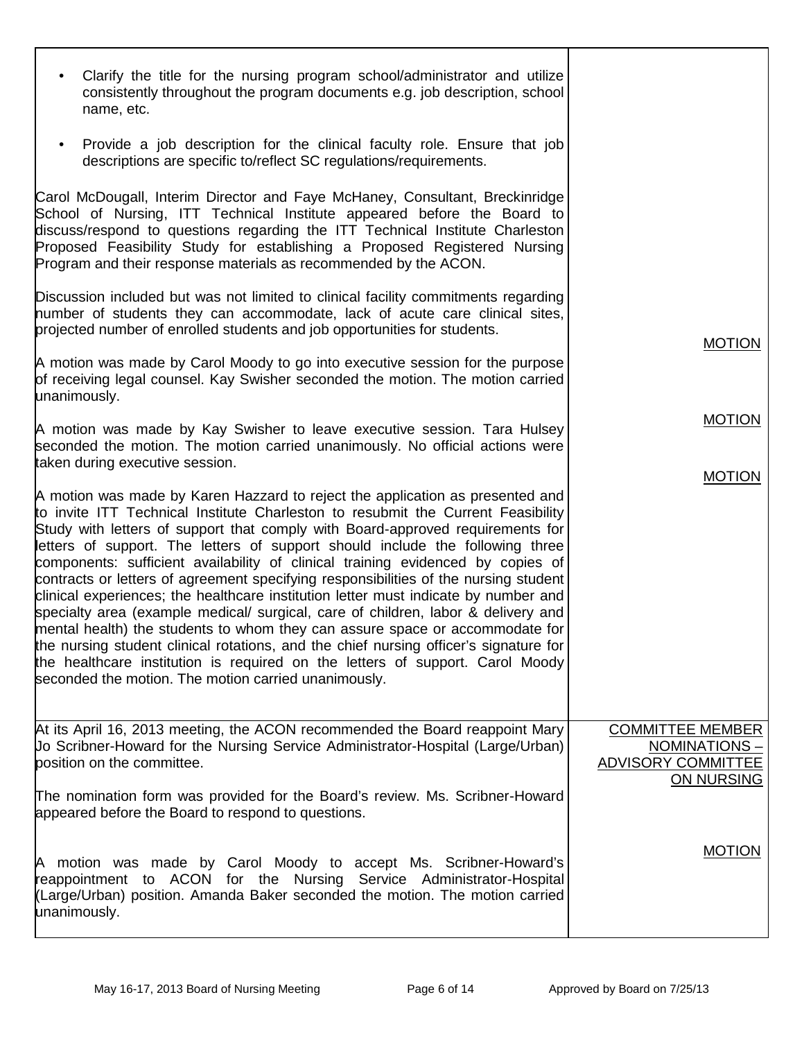| | |
|---|---|
| • Clarify the title for the nursing program school/administrator and utilize consistently throughout the program documents e.g. job description, school name, etc.<br><br>• Provide a job description for the clinical faculty role. Ensure that job descriptions are specific to/reflect SC regulations/requirements.<br><br>Carol McDougall, Interim Director and Faye McHaney, Consultant, Breckinridge School of Nursing, ITT Technical Institute appeared before the Board to discuss/respond to questions regarding the ITT Technical Institute Charleston Proposed Feasibility Study for establishing a Proposed Registered Nursing Program and their response materials as recommended by the ACON.<br><br>Discussion included but was not limited to clinical facility commitments regarding number of students they can accommodate, lack of acute care clinical sites, projected number of enrolled students and job opportunities for students. | |
| A motion was made by Carol Moody to go into executive session for the purpose of receiving legal counsel. Kay Swisher seconded the motion. The motion carried unanimously. | MOTION |
| A motion was made by Kay Swisher to leave executive session. Tara Hulsey seconded the motion. The motion carried unanimously. No official actions were taken during executive session. | MOTION |
| A motion was made by Karen Hazzard to reject the application as presented and to invite ITT Technical Institute Charleston to resubmit the Current Feasibility Study with letters of support that comply with Board-approved requirements for letters of support. The letters of support should include the following three components: sufficient availability of clinical training evidenced by copies of contracts or letters of agreement specifying responsibilities of the nursing student clinical experiences; the healthcare institution letter must indicate by number and specialty area (example medical/ surgical, care of children, labor & delivery and mental health) the students to whom they can assure space or accommodate for the nursing student clinical rotations, and the chief nursing officer's signature for the healthcare institution is required on the letters of support. Carol Moody seconded the motion. The motion carried unanimously. | MOTION |
| At its April 16, 2013 meeting, the ACON recommended the Board reappoint Mary Jo Scribner-Howard for the Nursing Service Administrator-Hospital (Large/Urban) position on the committee.<br><br>The nomination form was provided for the Board's review. Ms. Scribner-Howard appeared before the Board to respond to questions. | COMMITTEE MEMBER NOMINATIONS – ADVISORY COMMITTEE ON NURSING |
| A motion was made by Carol Moody to accept Ms. Scribner-Howard's reappointment to ACON for the Nursing Service Administrator-Hospital (Large/Urban) position. Amanda Baker seconded the motion. The motion carried unanimously. | MOTION |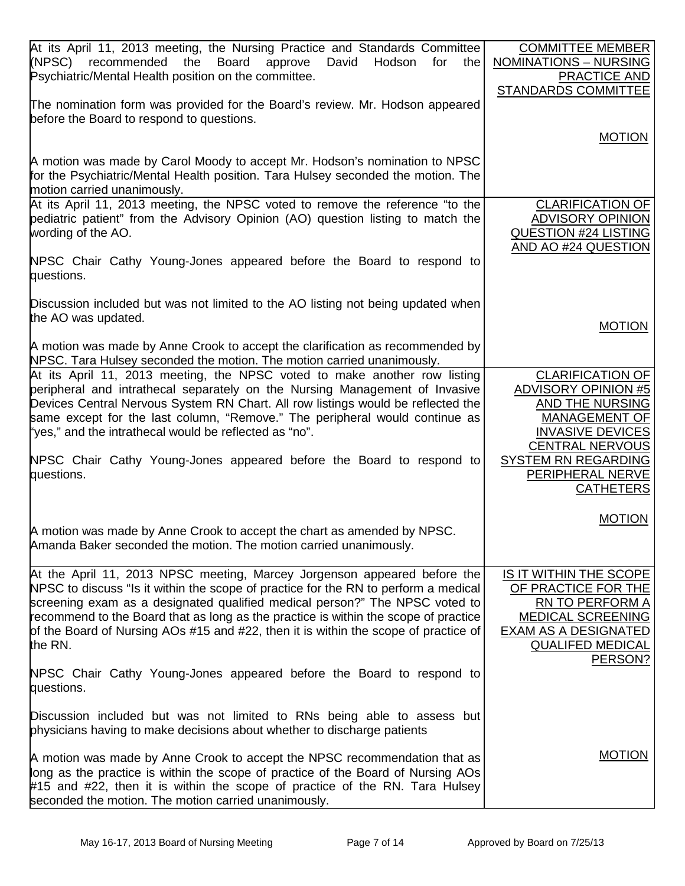| | |
|---|---|
| At its April 11, 2013 meeting, the Nursing Practice and Standards Committee (NPSC) recommended the Board approve David Hodson for the Psychiatric/Mental Health position on the committee.<br><br>The nomination form was provided for the Board's review. Mr. Hodson appeared before the Board to respond to questions.<br><br>A motion was made by Carol Moody to accept Mr. Hodson's nomination to NPSC for the Psychiatric/Mental Health position. Tara Hulsey seconded the motion. The motion carried unanimously. | COMMITTEE MEMBER NOMINATIONS – NURSING PRACTICE AND STANDARDS COMMITTEE<br><br>MOTION |
| At its April 11, 2013 meeting, the NPSC voted to remove the reference "to the pediatric patient" from the Advisory Opinion (AO) question listing to match the wording of the AO.<br><br>NPSC Chair Cathy Young-Jones appeared before the Board to respond to questions.<br><br>Discussion included but was not limited to the AO listing not being updated when the AO was updated.<br><br>A motion was made by Anne Crook to accept the clarification as recommended by NPSC. Tara Hulsey seconded the motion. The motion carried unanimously. | CLARIFICATION OF ADVISORY OPINION QUESTION #24 LISTING AND AO #24 QUESTION<br><br>MOTION |
| At its April 11, 2013 meeting, the NPSC voted to make another row listing peripheral and intrathecal separately on the Nursing Management of Invasive Devices Central Nervous System RN Chart. All row listings would be reflected the same except for the last column, "Remove." The peripheral would continue as "yes," and the intrathecal would be reflected as "no".<br><br>NPSC Chair Cathy Young-Jones appeared before the Board to respond to questions.<br><br>A motion was made by Anne Crook to accept the chart as amended by NPSC. Amanda Baker seconded the motion. The motion carried unanimously. | CLARIFICATION OF ADVISORY OPINION #5 AND THE NURSING MANAGEMENT OF INVASIVE DEVICES CENTRAL NERVOUS SYSTEM RN REGARDING PERIPHERAL NERVE CATHETERS<br><br>MOTION |
| At the April 11, 2013 NPSC meeting, Marcey Jorgenson appeared before the NPSC to discuss "Is it within the scope of practice for the RN to perform a medical screening exam as a designated qualified medical person?" The NPSC voted to recommend to the Board that as long as the practice is within the scope of practice of the Board of Nursing AOs #15 and #22, then it is within the scope of practice of the RN.<br><br>NPSC Chair Cathy Young-Jones appeared before the Board to respond to questions.<br><br>Discussion included but was not limited to RNs being able to assess but physicians having to make decisions about whether to discharge patients<br><br>A motion was made by Anne Crook to accept the NPSC recommendation that as long as the practice is within the scope of practice of the Board of Nursing AOs #15 and #22, then it is within the scope of practice of the RN. Tara Hulsey seconded the motion. The motion carried unanimously. | IS IT WITHIN THE SCOPE OF PRACTICE FOR THE RN TO PERFORM A MEDICAL SCREENING EXAM AS A DESIGNATED QUALIFED MEDICAL PERSON?<br><br>MOTION |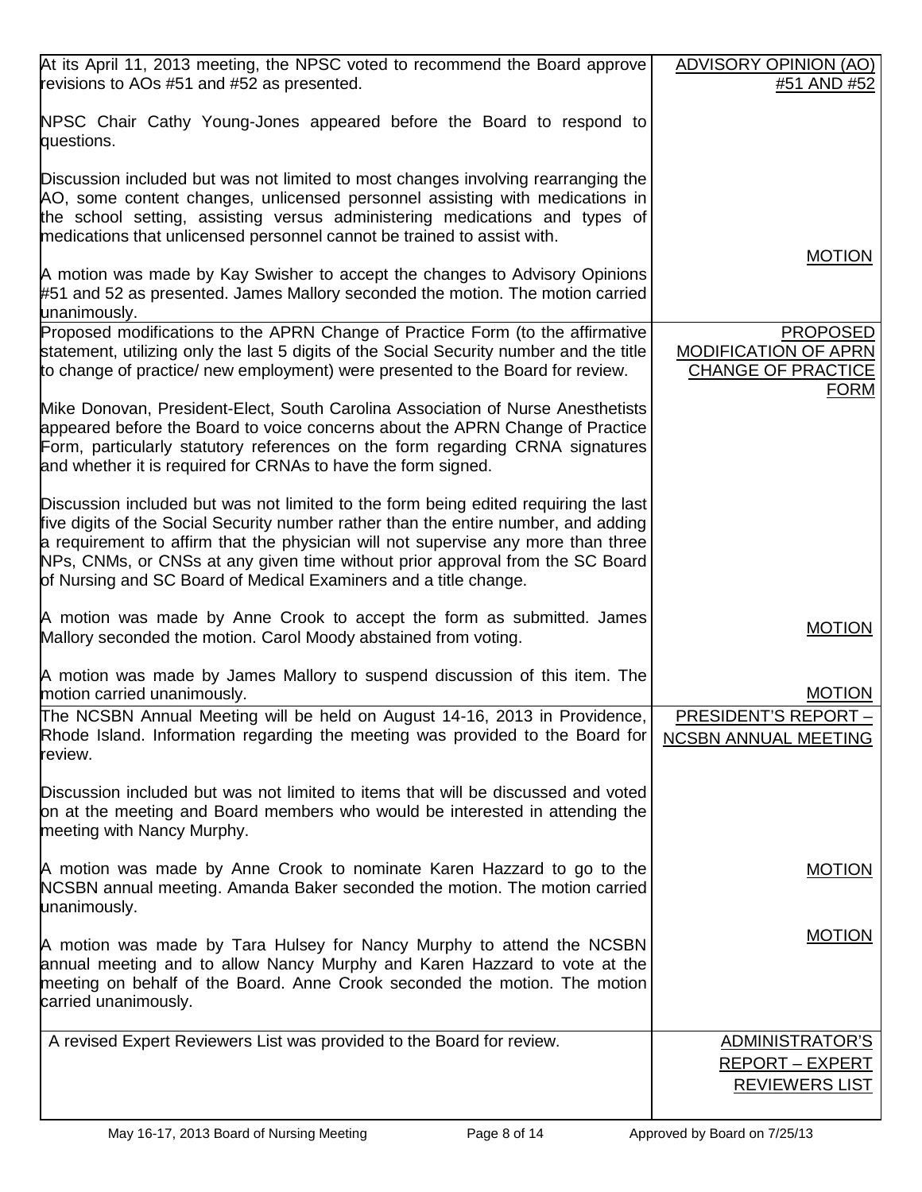| | |
|---|---|
| At its April 11, 2013 meeting, the NPSC voted to recommend the Board approve revisions to AOs #51 and #52 as presented.<br><br>NPSC Chair Cathy Young-Jones appeared before the Board to respond to questions.<br><br>Discussion included but was not limited to most changes involving rearranging the AO, some content changes, unlicensed personnel assisting with medications in the school setting, assisting versus administering medications and types of medications that unlicensed personnel cannot be trained to assist with.<br><br>A motion was made by Kay Swisher to accept the changes to Advisory Opinions #51 and 52 as presented. James Mallory seconded the motion. The motion carried unanimously. | ADVISORY OPINION (AO) #51 AND #52<br><br>MOTION |
| Proposed modifications to the APRN Change of Practice Form (to the affirmative statement, utilizing only the last 5 digits of the Social Security number and the title to change of practice/ new employment) were presented to the Board for review.<br><br>Mike Donovan, President-Elect, South Carolina Association of Nurse Anesthetists appeared before the Board to voice concerns about the APRN Change of Practice Form, particularly statutory references on the form regarding CRNA signatures and whether it is required for CRNAs to have the form signed.<br><br>Discussion included but was not limited to the form being edited requiring the last five digits of the Social Security number rather than the entire number, and adding a requirement to affirm that the physician will not supervise any more than three NPs, CNMs, or CNSs at any given time without prior approval from the SC Board of Nursing and SC Board of Medical Examiners and a title change.<br><br>A motion was made by Anne Crook to accept the form as submitted. James Mallory seconded the motion. Carol Moody abstained from voting.<br><br>A motion was made by James Mallory to suspend discussion of this item. The motion carried unanimously. | PROPOSED MODIFICATION OF APRN CHANGE OF PRACTICE FORM<br><br>MOTION<br><br>MOTION |
| The NCSBN Annual Meeting will be held on August 14-16, 2013 in Providence, Rhode Island. Information regarding the meeting was provided to the Board for review.<br><br>Discussion included but was not limited to items that will be discussed and voted on at the meeting and Board members who would be interested in attending the meeting with Nancy Murphy.<br><br>A motion was made by Anne Crook to nominate Karen Hazzard to go to the NCSBN annual meeting. Amanda Baker seconded the motion. The motion carried unanimously.<br><br>A motion was made by Tara Hulsey for Nancy Murphy to attend the NCSBN annual meeting and to allow Nancy Murphy and Karen Hazzard to vote at the meeting on behalf of the Board. Anne Crook seconded the motion. The motion carried unanimously. | PRESIDENT'S REPORT – NCSBN ANNUAL MEETING<br><br>MOTION<br><br>MOTION |
| A revised Expert Reviewers List was provided to the Board for review. | ADMINISTRATOR'S REPORT – EXPERT REVIEWERS LIST |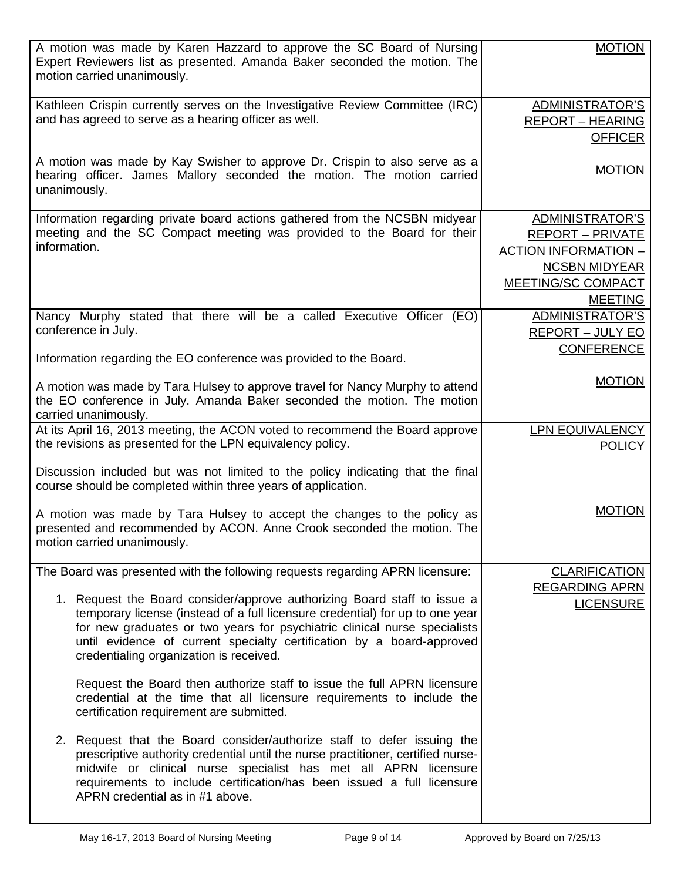| | |
|---|---|
| A motion was made by Karen Hazzard to approve the SC Board of Nursing Expert Reviewers list as presented. Amanda Baker seconded the motion. The motion carried unanimously. | MOTION |
| Kathleen Crispin currently serves on the Investigative Review Committee (IRC) and has agreed to serve as a hearing officer as well. | ADMINISTRATOR'S REPORT – HEARING OFFICER |
| A motion was made by Kay Swisher to approve Dr. Crispin to also serve as a hearing officer. James Mallory seconded the motion. The motion carried unanimously. | MOTION |
| Information regarding private board actions gathered from the NCSBN midyear meeting and the SC Compact meeting was provided to the Board for their information. | ADMINISTRATOR'S REPORT – PRIVATE ACTION INFORMATION – NCSBN MIDYEAR MEETING/SC COMPACT MEETING |
| Nancy Murphy stated that there will be a called Executive Officer (EO) conference in July.<br><br>Information regarding the EO conference was provided to the Board. | ADMINISTRATOR'S REPORT – JULY EO CONFERENCE |
| A motion was made by Tara Hulsey to approve travel for Nancy Murphy to attend the EO conference in July. Amanda Baker seconded the motion. The motion carried unanimously. | MOTION |
| At its April 16, 2013 meeting, the ACON voted to recommend the Board approve the revisions as presented for the LPN equivalency policy.<br><br>Discussion included but was not limited to the policy indicating that the final course should be completed within three years of application. | LPN EQUIVALENCY POLICY |
| A motion was made by Tara Hulsey to accept the changes to the policy as presented and recommended by ACON. Anne Crook seconded the motion. The motion carried unanimously. | MOTION |
| The Board was presented with the following requests regarding APRN licensure:<br><br>1. Request the Board consider/approve authorizing Board staff to issue a temporary license (instead of a full licensure credential) for up to one year for new graduates or two years for psychiatric clinical nurse specialists until evidence of current specialty certification by a board-approved credentialing organization is received.<br><br>Request the Board then authorize staff to issue the full APRN licensure credential at the time that all licensure requirements to include the certification requirement are submitted.<br><br>2. Request that the Board consider/authorize staff to defer issuing the prescriptive authority credential until the nurse practitioner, certified nurse-midwife or clinical nurse specialist has met all APRN licensure requirements to include certification/has been issued a full licensure APRN credential as in #1 above. | CLARIFICATION REGARDING APRN LICENSURE |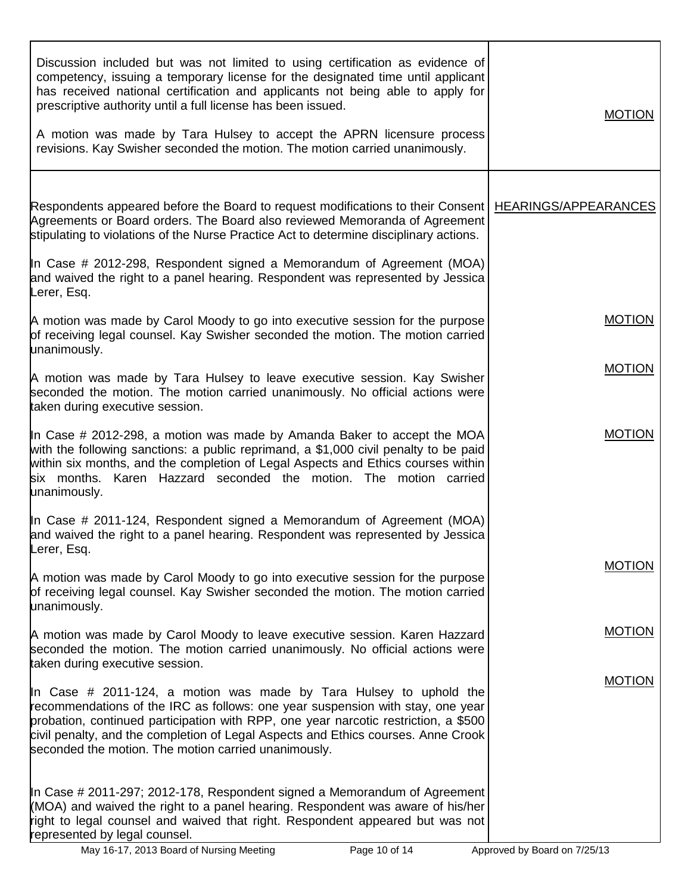| | |
|---|---|
| Discussion included but was not limited to using certification as evidence of competency, issuing a temporary license for the designated time until applicant has received national certification and applicants not being able to apply for prescriptive authority until a full license has been issued.<br><br>A motion was made by Tara Hulsey to accept the APRN licensure process revisions. Kay Swisher seconded the motion. The motion carried unanimously. | MOTION |
| Respondents appeared before the Board to request modifications to their Consent Agreements or Board orders. The Board also reviewed Memoranda of Agreement stipulating to violations of the Nurse Practice Act to determine disciplinary actions. | HEARINGS/APPEARANCES |
| In Case # 2012-298, Respondent signed a Memorandum of Agreement (MOA) and waived the right to a panel hearing. Respondent was represented by Jessica Lerer, Esq. | |
| A motion was made by Carol Moody to go into executive session for the purpose of receiving legal counsel. Kay Swisher seconded the motion. The motion carried unanimously. | MOTION |
| A motion was made by Tara Hulsey to leave executive session. Kay Swisher seconded the motion. The motion carried unanimously. No official actions were taken during executive session. | MOTION |
| In Case # 2012-298, a motion was made by Amanda Baker to accept the MOA with the following sanctions: a public reprimand, a $1,000 civil penalty to be paid within six months, and the completion of Legal Aspects and Ethics courses within six months. Karen Hazzard seconded the motion. The motion carried unanimously. | MOTION |
| In Case # 2011-124, Respondent signed a Memorandum of Agreement (MOA) and waived the right to a panel hearing. Respondent was represented by Jessica Lerer, Esq. | |
| A motion was made by Carol Moody to go into executive session for the purpose of receiving legal counsel. Kay Swisher seconded the motion. The motion carried unanimously. | MOTION |
| A motion was made by Carol Moody to leave executive session. Karen Hazzard seconded the motion. The motion carried unanimously. No official actions were taken during executive session. | MOTION |
| In Case # 2011-124, a motion was made by Tara Hulsey to uphold the recommendations of the IRC as follows: one year suspension with stay, one year probation, continued participation with RPP, one year narcotic restriction, a $500 civil penalty, and the completion of Legal Aspects and Ethics courses. Anne Crook seconded the motion. The motion carried unanimously. | MOTION |
| In Case # 2011-297; 2012-178, Respondent signed a Memorandum of Agreement (MOA) and waived the right to a panel hearing. Respondent was aware of his/her right to legal counsel and waived that right. Respondent appeared but was not represented by legal counsel. | |

May 16-17, 2013 Board of Nursing Meeting — Approved by Board on 7/25/13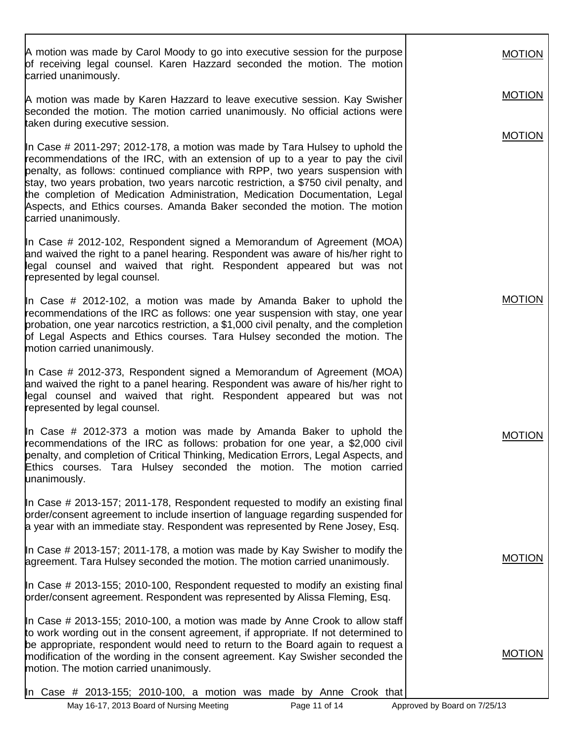| | |
|---|---|
| A motion was made by Carol Moody to go into executive session for the purpose of receiving legal counsel. Karen Hazzard seconded the motion. The motion carried unanimously. | MOTION |
| A motion was made by Karen Hazzard to leave executive session. Kay Swisher seconded the motion. The motion carried unanimously. No official actions were taken during executive session. | MOTION |
| In Case # 2011-297; 2012-178, a motion was made by Tara Hulsey to uphold the recommendations of the IRC, with an extension of up to a year to pay the civil penalty, as follows: continued compliance with RPP, two years suspension with stay, two years probation, two years narcotic restriction, a $750 civil penalty, and the completion of Medication Administration, Medication Documentation, Legal Aspects, and Ethics courses. Amanda Baker seconded the motion. The motion carried unanimously. | MOTION |
| In Case # 2012-102, Respondent signed a Memorandum of Agreement (MOA) and waived the right to a panel hearing. Respondent was aware of his/her right to legal counsel and waived that right. Respondent appeared but was not represented by legal counsel. | |
| In Case # 2012-102, a motion was made by Amanda Baker to uphold the recommendations of the IRC as follows: one year suspension with stay, one year probation, one year narcotics restriction, a $1,000 civil penalty, and the completion of Legal Aspects and Ethics courses. Tara Hulsey seconded the motion. The motion carried unanimously. | MOTION |
| In Case # 2012-373, Respondent signed a Memorandum of Agreement (MOA) and waived the right to a panel hearing. Respondent was aware of his/her right to legal counsel and waived that right. Respondent appeared but was not represented by legal counsel. | |
| In Case # 2012-373 a motion was made by Amanda Baker to uphold the recommendations of the IRC as follows: probation for one year, a $2,000 civil penalty, and completion of Critical Thinking, Medication Errors, Legal Aspects, and Ethics courses. Tara Hulsey seconded the motion. The motion carried unanimously. | MOTION |
| In Case # 2013-157; 2011-178, Respondent requested to modify an existing final order/consent agreement to include insertion of language regarding suspended for a year with an immediate stay. Respondent was represented by Rene Josey, Esq. | |
| In Case # 2013-157; 2011-178, a motion was made by Kay Swisher to modify the agreement. Tara Hulsey seconded the motion. The motion carried unanimously. | MOTION |
| In Case # 2013-155; 2010-100, Respondent requested to modify an existing final order/consent agreement. Respondent was represented by Alissa Fleming, Esq. | |
| In Case # 2013-155; 2010-100, a motion was made by Anne Crook to allow staff to work wording out in the consent agreement, if appropriate. If not determined to be appropriate, respondent would need to return to the Board again to request a modification of the wording in the consent agreement. Kay Swisher seconded the motion. The motion carried unanimously. | MOTION |
| In Case # 2013-155; 2010-100, a motion was made by Anne Crook that | |

May 16-17, 2013 Board of Nursing Meeting — Approved by Board on 7/25/13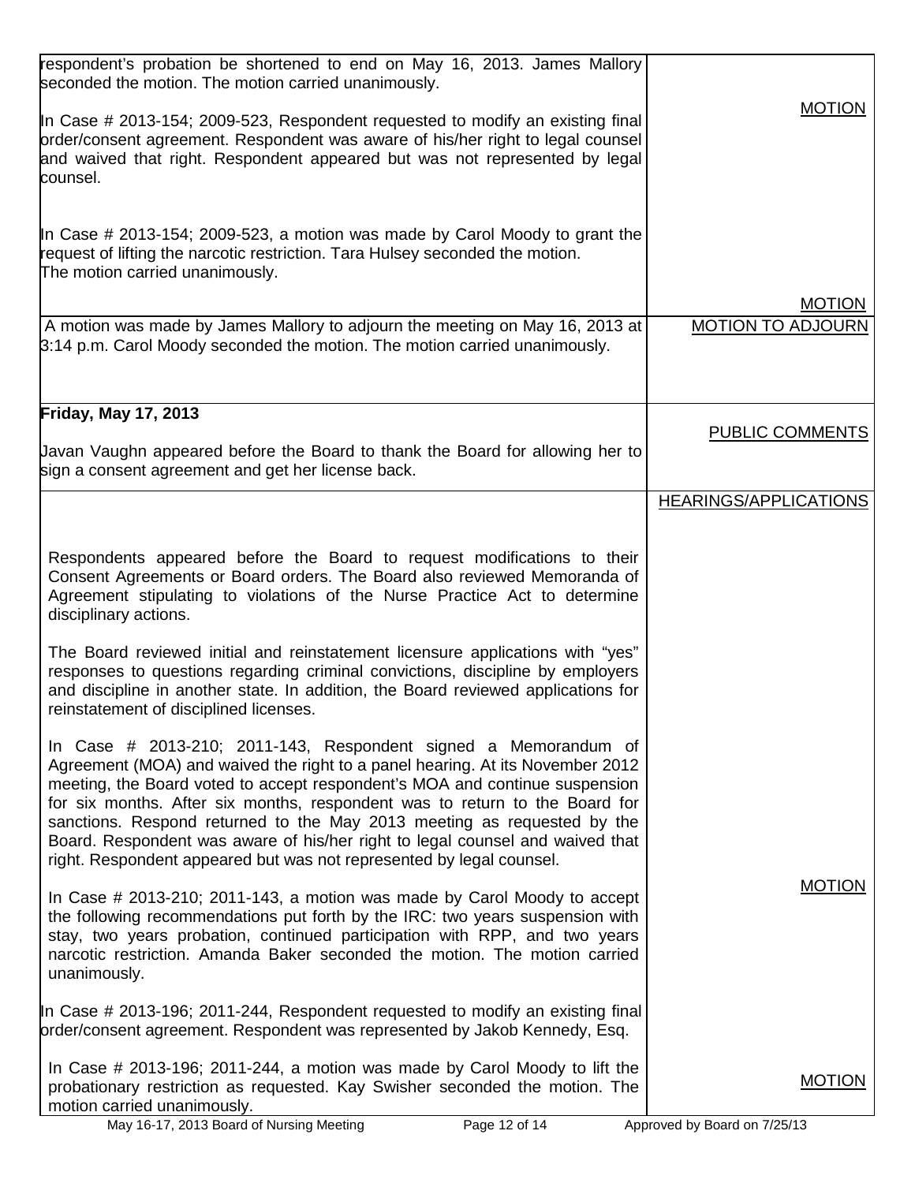| | |
|---|---|
| respondent's probation be shortened to end on May 16, 2013. James Mallory seconded the motion. The motion carried unanimously.<br><br>In Case # 2013-154; 2009-523, Respondent requested to modify an existing final order/consent agreement. Respondent was aware of his/her right to legal counsel and waived that right. Respondent appeared but was not represented by legal counsel.<br><br>In Case # 2013-154; 2009-523, a motion was made by Carol Moody to grant the request of lifting the narcotic restriction. Tara Hulsey seconded the motion. The motion carried unanimously. | MOTION<br><br>MOTION |
| A motion was made by James Mallory to adjourn the meeting on May 16, 2013 at 3:14 p.m. Carol Moody seconded the motion. The motion carried unanimously. | MOTION TO ADJOURN |
| **Friday, May 17, 2013**<br><br>Javan Vaughn appeared before the Board to thank the Board for allowing her to sign a consent agreement and get her license back. | PUBLIC COMMENTS |
| Respondents appeared before the Board to request modifications to their Consent Agreements or Board orders. The Board also reviewed Memoranda of Agreement stipulating to violations of the Nurse Practice Act to determine disciplinary actions.<br><br>The Board reviewed initial and reinstatement licensure applications with "yes" responses to questions regarding criminal convictions, discipline by employers and discipline in another state. In addition, the Board reviewed applications for reinstatement of disciplined licenses.<br><br>In Case # 2013-210; 2011-143, Respondent signed a Memorandum of Agreement (MOA) and waived the right to a panel hearing. At its November 2012 meeting, the Board voted to accept respondent's MOA and continue suspension for six months. After six months, respondent was to return to the Board for sanctions. Respond returned to the May 2013 meeting as requested by the Board. Respondent was aware of his/her right to legal counsel and waived that right. Respondent appeared but was not represented by legal counsel.<br><br>In Case # 2013-210; 2011-143, a motion was made by Carol Moody to accept the following recommendations put forth by the IRC: two years suspension with stay, two years probation, continued participation with RPP, and two years narcotic restriction. Amanda Baker seconded the motion. The motion carried unanimously.<br><br>In Case # 2013-196; 2011-244, Respondent requested to modify an existing final order/consent agreement. Respondent was represented by Jakob Kennedy, Esq.<br><br>In Case # 2013-196; 2011-244, a motion was made by Carol Moody to lift the probationary restriction as requested. Kay Swisher seconded the motion. The motion carried unanimously. | HEARINGS/APPLICATIONS<br><br>MOTION<br><br>MOTION |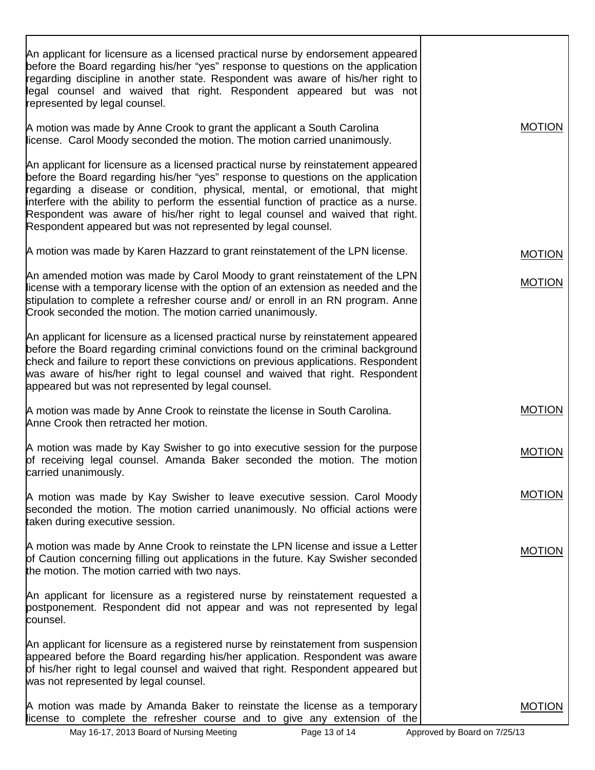| | |
|---|---|
| An applicant for licensure as a licensed practical nurse by endorsement appeared before the Board regarding his/her "yes" response to questions on the application regarding discipline in another state. Respondent was aware of his/her right to legal counsel and waived that right. Respondent appeared but was not represented by legal counsel. | |
| A motion was made by Anne Crook to grant the applicant a South Carolina license. Carol Moody seconded the motion. The motion carried unanimously. | MOTION |
| An applicant for licensure as a licensed practical nurse by reinstatement appeared before the Board regarding his/her "yes" response to questions on the application regarding a disease or condition, physical, mental, or emotional, that might interfere with the ability to perform the essential function of practice as a nurse. Respondent was aware of his/her right to legal counsel and waived that right. Respondent appeared but was not represented by legal counsel. | |
| A motion was made by Karen Hazzard to grant reinstatement of the LPN license. | MOTION |
| An amended motion was made by Carol Moody to grant reinstatement of the LPN license with a temporary license with the option of an extension as needed and the stipulation to complete a refresher course and/ or enroll in an RN program. Anne Crook seconded the motion. The motion carried unanimously. | MOTION |
| An applicant for licensure as a licensed practical nurse by reinstatement appeared before the Board regarding criminal convictions found on the criminal background check and failure to report these convictions on previous applications. Respondent was aware of his/her right to legal counsel and waived that right. Respondent appeared but was not represented by legal counsel. | |
| A motion was made by Anne Crook to reinstate the license in South Carolina. Anne Crook then retracted her motion. | MOTION |
| A motion was made by Kay Swisher to go into executive session for the purpose of receiving legal counsel. Amanda Baker seconded the motion. The motion carried unanimously. | MOTION |
| A motion was made by Kay Swisher to leave executive session. Carol Moody seconded the motion. The motion carried unanimously. No official actions were taken during executive session. | MOTION |
| A motion was made by Anne Crook to reinstate the LPN license and issue a Letter of Caution concerning filling out applications in the future. Kay Swisher seconded the motion. The motion carried with two nays. | MOTION |
| An applicant for licensure as a registered nurse by reinstatement requested a postponement. Respondent did not appear and was not represented by legal counsel. | |
| An applicant for licensure as a registered nurse by reinstatement from suspension appeared before the Board regarding his/her application. Respondent was aware of his/her right to legal counsel and waived that right. Respondent appeared but was not represented by legal counsel. | |
| A motion was made by Amanda Baker to reinstate the license as a temporary license to complete the refresher course and to give any extension of the | MOTION |

May 16-17, 2013 Board of Nursing Meeting — Approved by Board on 7/25/13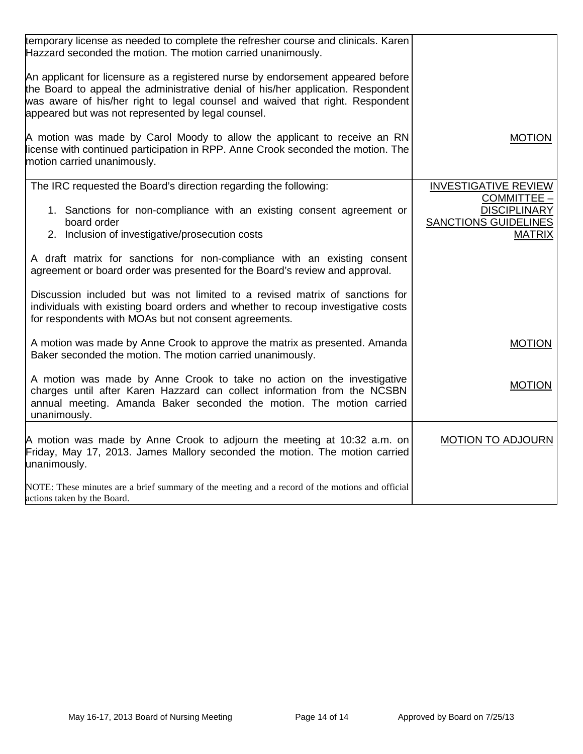| | |
|---|---|
| temporary license as needed to complete the refresher course and clinicals. Karen Hazzard seconded the motion. The motion carried unanimously.<br><br>An applicant for licensure as a registered nurse by endorsement appeared before the Board to appeal the administrative denial of his/her application. Respondent was aware of his/her right to legal counsel and waived that right. Respondent appeared but was not represented by legal counsel. | |
| A motion was made by Carol Moody to allow the applicant to receive an RN license with continued participation in RPP. Anne Crook seconded the motion. The motion carried unanimously. | MOTION |
| The IRC requested the Board's direction regarding the following:<br><br>1. Sanctions for non-compliance with an existing consent agreement or board order<br>2. Inclusion of investigative/prosecution costs<br><br>A draft matrix for sanctions for non-compliance with an existing consent agreement or board order was presented for the Board's review and approval.<br><br>Discussion included but was not limited to a revised matrix of sanctions for individuals with existing board orders and whether to recoup investigative costs for respondents with MOAs but not consent agreements. | INVESTIGATIVE REVIEW COMMITTEE – DISCIPLINARY SANCTIONS GUIDELINES MATRIX |
| A motion was made by Anne Crook to approve the matrix as presented. Amanda Baker seconded the motion. The motion carried unanimously. | MOTION |
| A motion was made by Anne Crook to take no action on the investigative charges until after Karen Hazzard can collect information from the NCSBN annual meeting. Amanda Baker seconded the motion. The motion carried unanimously. | MOTION |
| A motion was made by Anne Crook to adjourn the meeting at 10:32 a.m. on Friday, May 17, 2013. James Mallory seconded the motion. The motion carried unanimously.<br><br>NOTE: These minutes are a brief summary of the meeting and a record of the motions and official actions taken by the Board. | MOTION TO ADJOURN |